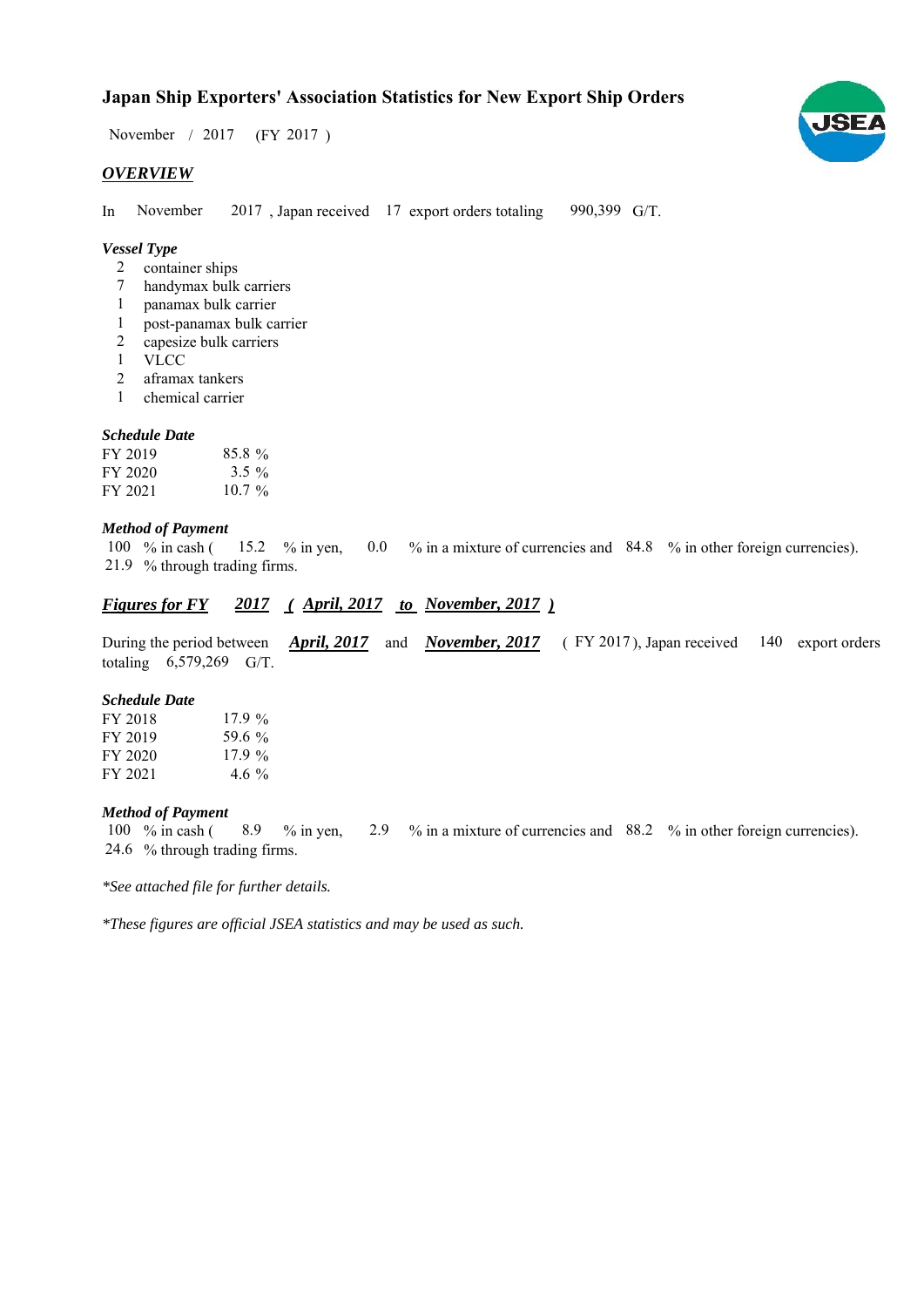# Japan Ship Exporters' Association Statistics for New Export Ship Orders

November / 2017 (FY 2017 )

## *OVERVIEW*

In November 2017 , Japan received 17 export orders totaling 990,399 G/T.

### *Vessel Type*

- 2 container ships
- 7 handymax bulk carriers
- 1 panamax bulk carrier
- 1 post-panamax bulk carrier
- 2 capesize bulk carriers
- 1 VLCC
- 2 aframax tankers
- 1 chemical carrier

### *Schedule Date*

| | |
|---|---|
| FY 2019 | 85.8 % |
| FY 2020 | 3.5 % |
| FY 2021 | 10.7 % |

### *Method of Payment*

100 % in cash ( 15.2 % in yen, 0.0 % in a mixture of currencies and 84.8 % in other foreign currencies).
21.9 % through trading firms.

## ***Figures for FY 2017 ( April, 2017 to November, 2017 )***

During the period between ***April, 2017*** and ***November, 2017*** ( FY 2017 ), Japan received 140 export orders totaling 6,579,269 G/T.

### *Schedule Date*

| | |
|---|---|
| FY 2018 | 17.9 % |
| FY 2019 | 59.6 % |
| FY 2020 | 17.9 % |
| FY 2021 | 4.6 % |

### *Method of Payment*

100 % in cash ( 8.9 % in yen, 2.9 % in a mixture of currencies and 88.2 % in other foreign currencies).
24.6 % through trading firms.

*\*See attached file for further details.*

*\*These figures are official JSEA statistics and may be used as such.*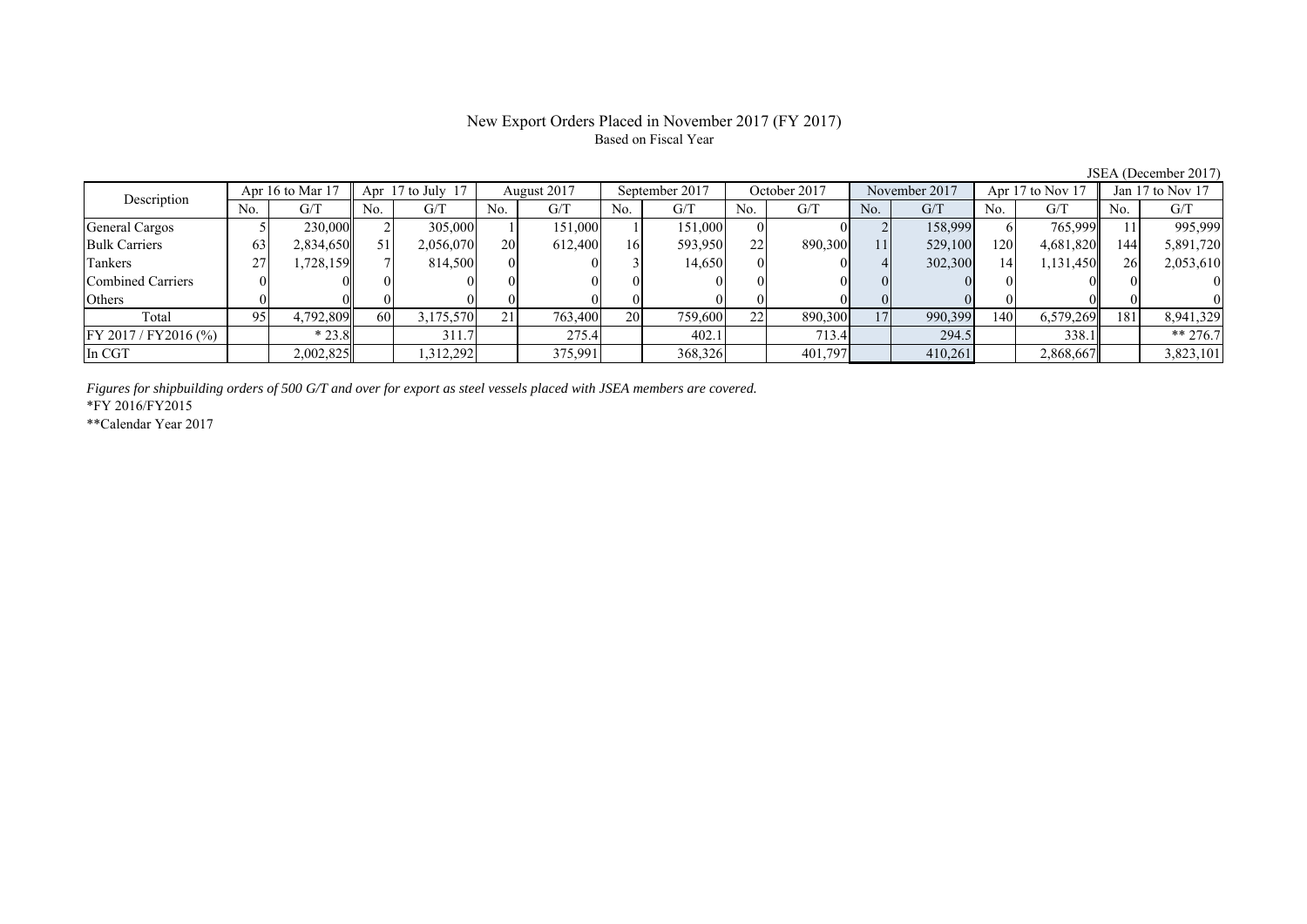# New Export Orders Placed in November 2017 (FY 2017)

Based on Fiscal Year

JSEA (December 2017)

| Description | Apr 16 to Mar 17 | | Apr 17 to July 17 | | August 2017 | | September 2017 | | October 2017 | | November 2017 | | Apr 17 to Nov 17 | | Jan 17 to Nov 17 | |
|---|---|---|---|---|---|---|---|---|---|---|---|---|---|---|---|---|
| | No. | G/T | No. | G/T | No. | G/T | No. | G/T | No. | G/T | No. | G/T | No. | G/T | No. | G/T |
| General Cargos | 5 | 230,000 | 2 | 305,000 | 1 | 151,000 | 1 | 151,000 | 0 | 0 | 2 | 158,999 | 6 | 765,999 | 11 | 995,999 |
| Bulk Carriers | 63 | 2,834,650 | 51 | 2,056,070 | 20 | 612,400 | 16 | 593,950 | 22 | 890,300 | 11 | 529,100 | 120 | 4,681,820 | 144 | 5,891,720 |
| Tankers | 27 | 1,728,159 | 7 | 814,500 | 0 | 0 | 3 | 14,650 | 0 | 0 | 4 | 302,300 | 14 | 1,131,450 | 26 | 2,053,610 |
| Combined Carriers | 0 | 0 | 0 | 0 | 0 | 0 | 0 | 0 | 0 | 0 | 0 | 0 | 0 | 0 | 0 | 0 |
| Others | 0 | 0 | 0 | 0 | 0 | 0 | 0 | 0 | 0 | 0 | 0 | 0 | 0 | 0 | 0 | 0 |
| Total | 95 | 4,792,809 | 60 | 3,175,570 | 21 | 763,400 | 20 | 759,600 | 22 | 890,300 | 17 | 990,399 | 140 | 6,579,269 | 181 | 8,941,329 |
| FY 2017 / FY2016 (%) | | * 23.8 | | 311.7 | | 275.4 | | 402.1 | | 713.4 | | 294.5 | | 338.1 | | ** 276.7 |
| In CGT | | 2,002,825 | | 1,312,292 | | 375,991 | | 368,326 | | 401,797 | | 410,261 | | 2,868,667 | | 3,823,101 |

*Figures for shipbuilding orders of 500 G/T and over for export as steel vessels placed with JSEA members are covered.*

*FY 2016/FY2015

**Calendar Year 2017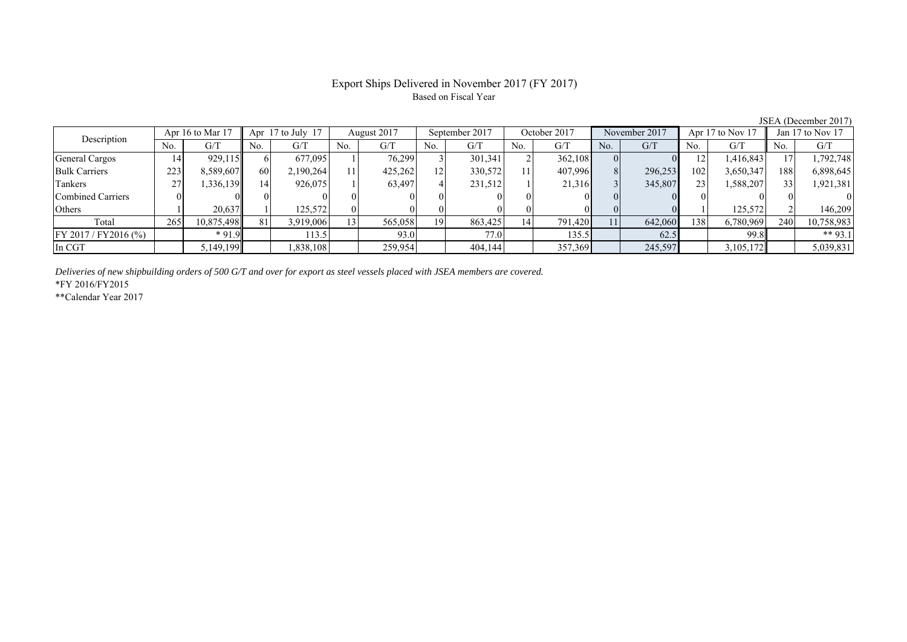# Export Ships Delivered in November 2017 (FY 2017)

Based on Fiscal Year

JSEA (December 2017)

| Description | Apr 16 to Mar 17 | | Apr 17 to July 17 | | August 2017 | | September 2017 | | October 2017 | | November 2017 | | Apr 17 to Nov 17 | | Jan 17 to Nov 17 | |
|---|---|---|---|---|---|---|---|---|---|---|---|---|---|---|---|---|
| | No. | G/T | No. | G/T | No. | G/T | No. | G/T | No. | G/T | No. | G/T | No. | G/T | No. | G/T |
| General Cargos | 14 | 929,115 | 6 | 677,095 | 1 | 76,299 | 3 | 301,341 | 2 | 362,108 | 0 | 0 | 12 | 1,416,843 | 17 | 1,792,748 |
| Bulk Carriers | 223 | 8,589,607 | 60 | 2,190,264 | 11 | 425,262 | 12 | 330,572 | 11 | 407,996 | 8 | 296,253 | 102 | 3,650,347 | 188 | 6,898,645 |
| Tankers | 27 | 1,336,139 | 14 | 926,075 | 1 | 63,497 | 4 | 231,512 | 1 | 21,316 | 3 | 345,807 | 23 | 1,588,207 | 33 | 1,921,381 |
| Combined Carriers | 0 | 0 | 0 | 0 | 0 | 0 | 0 | 0 | 0 | 0 | 0 | 0 | 0 | 0 | 0 | 0 |
| Others | 1 | 20,637 | 1 | 125,572 | 0 | 0 | 0 | 0 | 0 | 0 | 0 | 0 | 1 | 125,572 | 2 | 146,209 |
| Total | 265 | 10,875,498 | 81 | 3,919,006 | 13 | 565,058 | 19 | 863,425 | 14 | 791,420 | 11 | 642,060 | 138 | 6,780,969 | 240 | 10,758,983 |
| FY 2017 / FY2016 (%) | | * 91.9 | | 113.5 | | 93.0 | | 77.0 | | 135.5 | | 62.5 | | 99.8 | | ** 93.1 |
| In CGT | | 5,149,199 | | 1,838,108 | | 259,954 | | 404,144 | | 357,369 | | 245,597 | | 3,105,172 | | 5,039,831 |

*Deliveries of new shipbuilding orders of 500 G/T and over for export as steel vessels placed with JSEA members are covered.*

*FY 2016/FY2015

**Calendar Year 2017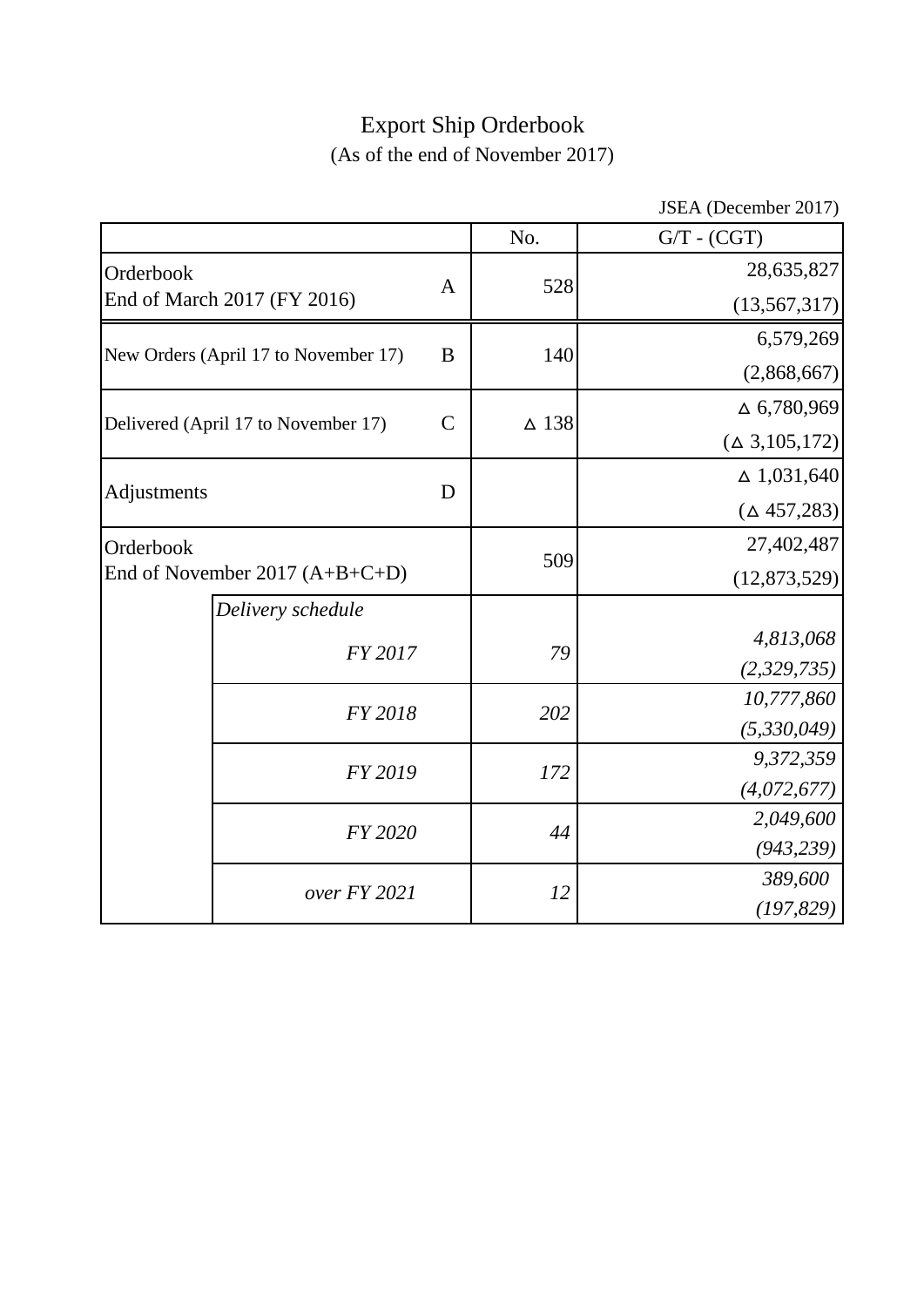# Export Ship Orderbook

(As of the end of November 2017)

JSEA (December 2017)

| | | | No. | G/T - (CGT) |
|---|---|---|---|---|
| Orderbook<br>End of March 2017 (FY 2016) | | A | 528 | 28,635,827<br>(13,567,317) |
| New Orders (April 17 to November 17) | | B | 140 | 6,579,269<br>(2,868,667) |
| Delivered (April 17 to November 17) | | C | ∆ 138 | ∆ 6,780,969<br>(∆ 3,105,172) |
| Adjustments | | D | | ∆ 1,031,640<br>(∆ 457,283) |
| Orderbook<br>End of November 2017 (A+B+C+D) | | | 509 | 27,402,487<br>(12,873,529) |
| | *Delivery schedule*<br>*FY 2017* | | *79* | *4,813,068*<br>*(2,329,735)* |
| | *FY 2018* | | *202* | *10,777,860*<br>*(5,330,049)* |
| | *FY 2019* | | *172* | *9,372,359*<br>*(4,072,677)* |
| | *FY 2020* | | *44* | *2,049,600*<br>*(943,239)* |
| | *over FY 2021* | | *12* | *389,600*<br>*(197,829)* |